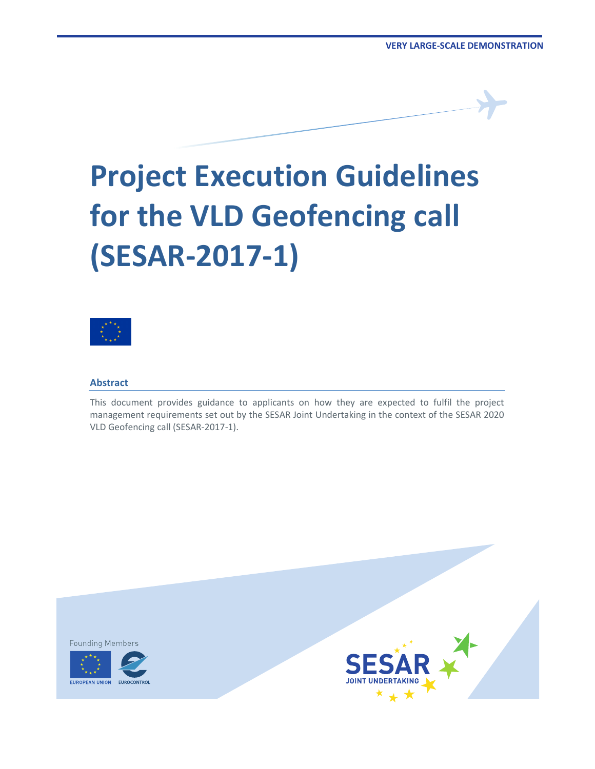VERY LARGE-SCALE DEMONSTRATION

# Project Execution Guidelines for the VLD Geofencing call (SESAR-2017-1)

### Abstract

This document provides guidance to applicants on how they are expected to fulfil the project management requirements set out by the SESAR Joint Undertaking in the context of the SESAR 2020 VLD Geofencing call (SESAR-2017-1).

Founding Members

EUROPEAN UNION EUROCONTROL

SESAR JOINT UNDERTAKING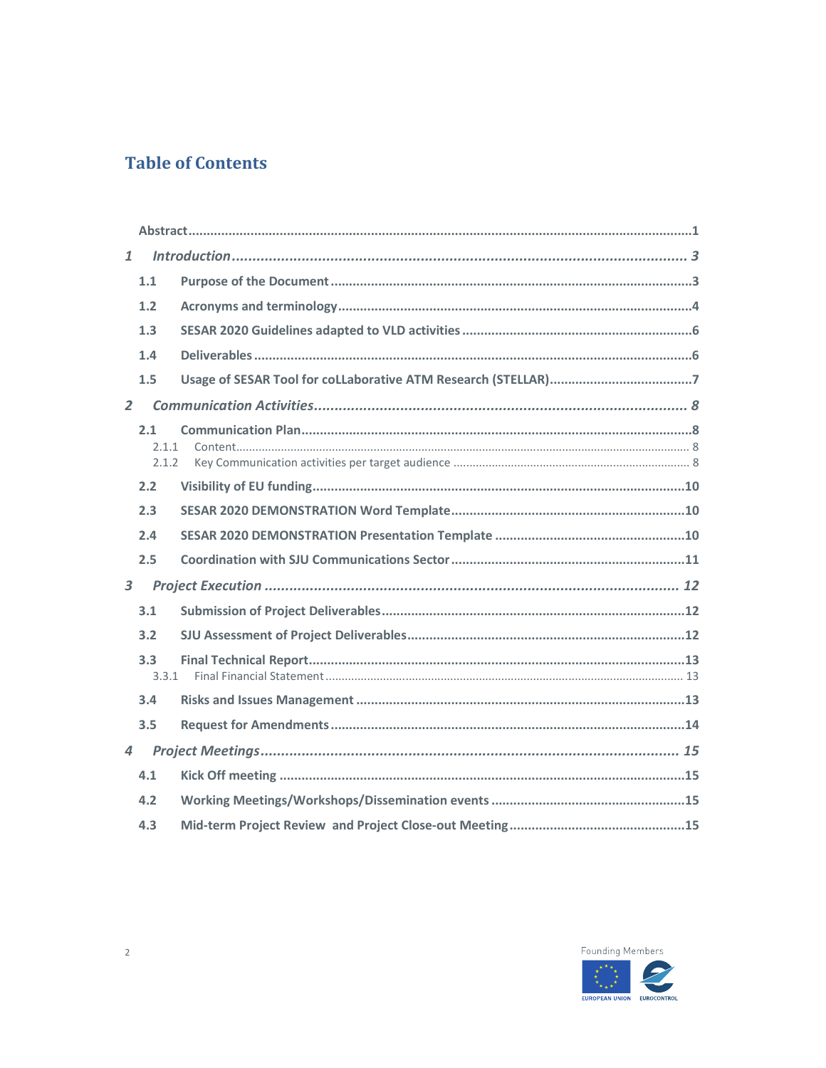# Table of Contents

Abstract ..... 1

*1 Introduction* ..... *3*

1.1 Purpose of the Document ..... 3

1.2 Acronyms and terminology ..... 4

1.3 SESAR 2020 Guidelines adapted to VLD activities ..... 6

1.4 Deliverables ..... 6

1.5 Usage of SESAR Tool for coLLaborative ATM Research (STELLAR) ..... 7

*2 Communication Activities* ..... *8*

2.1 Communication Plan ..... 8

2.1.1 Content ..... 8

2.1.2 Key Communication activities per target audience ..... 8

2.2 Visibility of EU funding ..... 10

2.3 SESAR 2020 DEMONSTRATION Word Template ..... 10

2.4 SESAR 2020 DEMONSTRATION Presentation Template ..... 10

2.5 Coordination with SJU Communications Sector ..... 11

*3 Project Execution* ..... *12*

3.1 Submission of Project Deliverables ..... 12

3.2 SJU Assessment of Project Deliverables ..... 12

3.3 Final Technical Report ..... 13

3.3.1 Final Financial Statement ..... 13

3.4 Risks and Issues Management ..... 13

3.5 Request for Amendments ..... 14

*4 Project Meetings* ..... *15*

4.1 Kick Off meeting ..... 15

4.2 Working Meetings/Workshops/Dissemination events ..... 15

4.3 Mid-term Project Review and Project Close-out Meeting ..... 15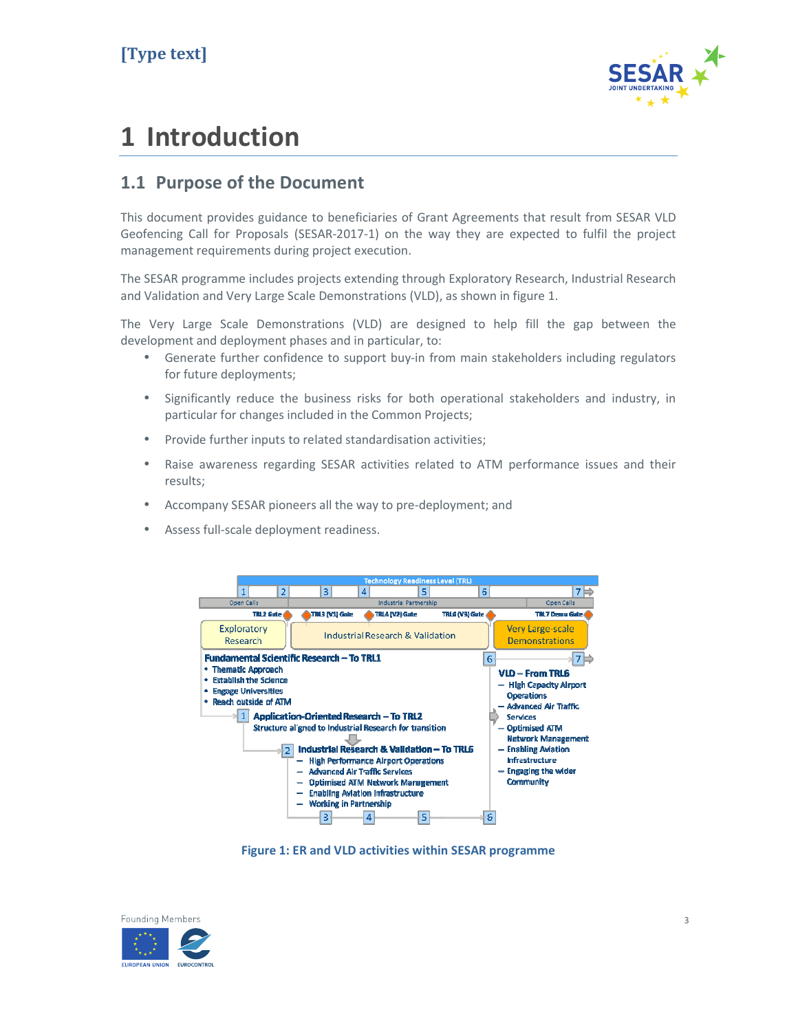# 1 Introduction

## 1.1 Purpose of the Document

This document provides guidance to beneficiaries of Grant Agreements that result from SESAR VLD Geofencing Call for Proposals (SESAR-2017-1) on the way they are expected to fulfil the project management requirements during project execution.

The SESAR programme includes projects extending through Exploratory Research, Industrial Research and Validation and Very Large Scale Demonstrations (VLD), as shown in figure 1.

The Very Large Scale Demonstrations (VLD) are designed to help fill the gap between the development and deployment phases and in particular, to:

- Generate further confidence to support buy-in from main stakeholders including regulators for future deployments;
- Significantly reduce the business risks for both operational stakeholders and industry, in particular for changes included in the Common Projects;
- Provide further inputs to related standardisation activities;
- Raise awareness regarding SESAR activities related to ATM performance issues and their results;
- Accompany SESAR pioneers all the way to pre-deployment; and
- Assess full-scale deployment readiness.

Figure 1: ER and VLD activities within SESAR programme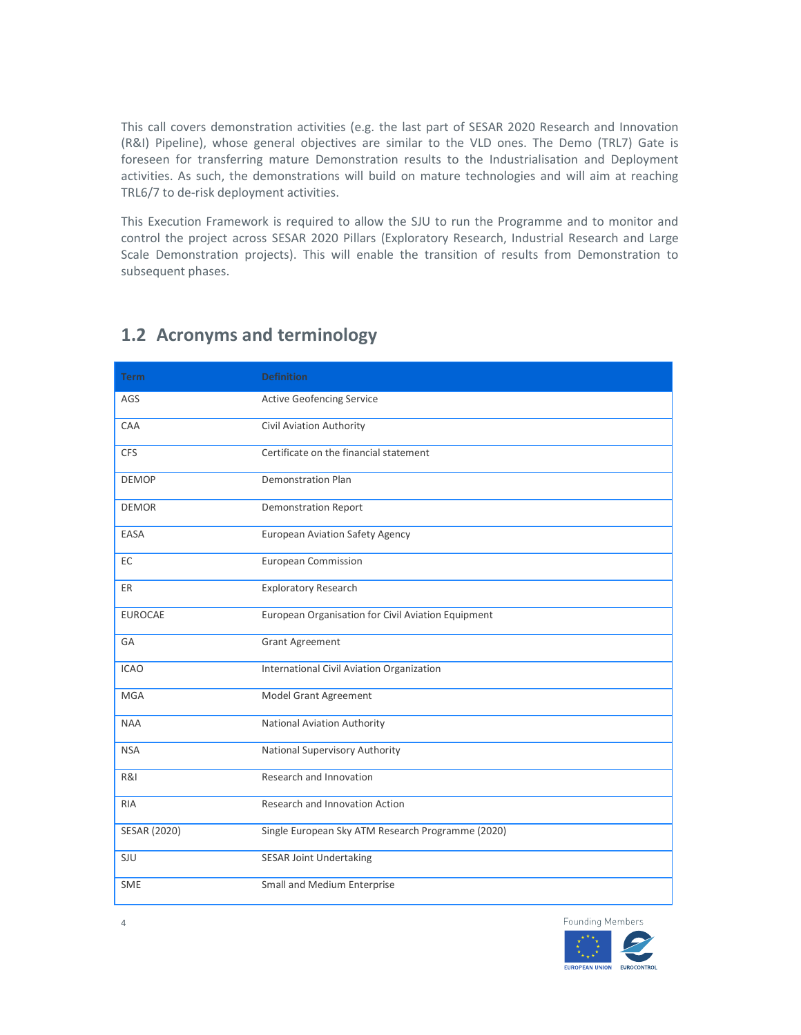This call covers demonstration activities (e.g. the last part of SESAR 2020 Research and Innovation (R&I) Pipeline), whose general objectives are similar to the VLD ones. The Demo (TRL7) Gate is foreseen for transferring mature Demonstration results to the Industrialisation and Deployment activities. As such, the demonstrations will build on mature technologies and will aim at reaching TRL6/7 to de-risk deployment activities.

This Execution Framework is required to allow the SJU to run the Programme and to monitor and control the project across SESAR 2020 Pillars (Exploratory Research, Industrial Research and Large Scale Demonstration projects). This will enable the transition of results from Demonstration to subsequent phases.

## 1.2 Acronyms and terminology

| Term | Definition |
| --- | --- |
| AGS | Active Geofencing Service |
| CAA | Civil Aviation Authority |
| CFS | Certificate on the financial statement |
| DEMOP | Demonstration Plan |
| DEMOR | Demonstration Report |
| EASA | European Aviation Safety Agency |
| EC | European Commission |
| ER | Exploratory Research |
| EUROCAE | European Organisation for Civil Aviation Equipment |
| GA | Grant Agreement |
| ICAO | International Civil Aviation Organization |
| MGA | Model Grant Agreement |
| NAA | National Aviation Authority |
| NSA | National Supervisory Authority |
| R&I | Research and Innovation |
| RIA | Research and Innovation Action |
| SESAR (2020) | Single European Sky ATM Research Programme (2020) |
| SJU | SESAR Joint Undertaking |
| SME | Small and Medium Enterprise |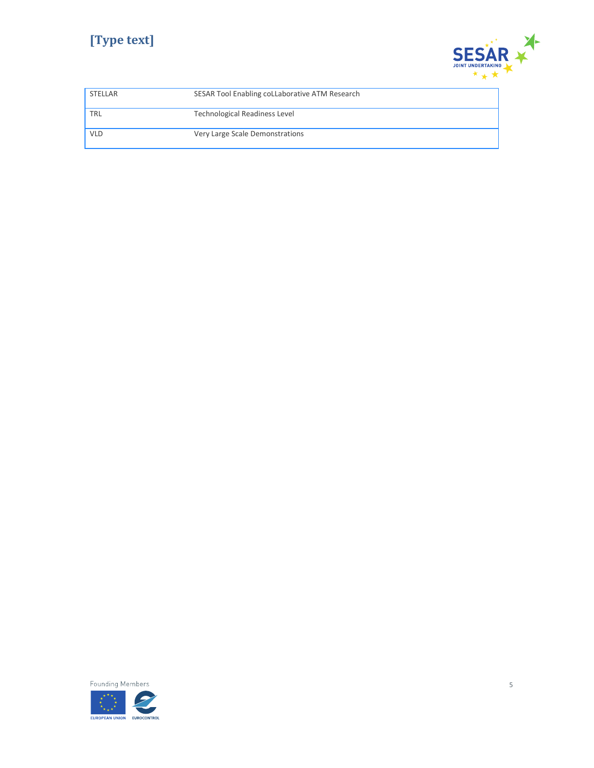| | |
|---|---|
| STELLAR | SESAR Tool Enabling coLLaborative ATM Research |
| TRL | Technological Readiness Level |
| VLD | Very Large Scale Demonstrations |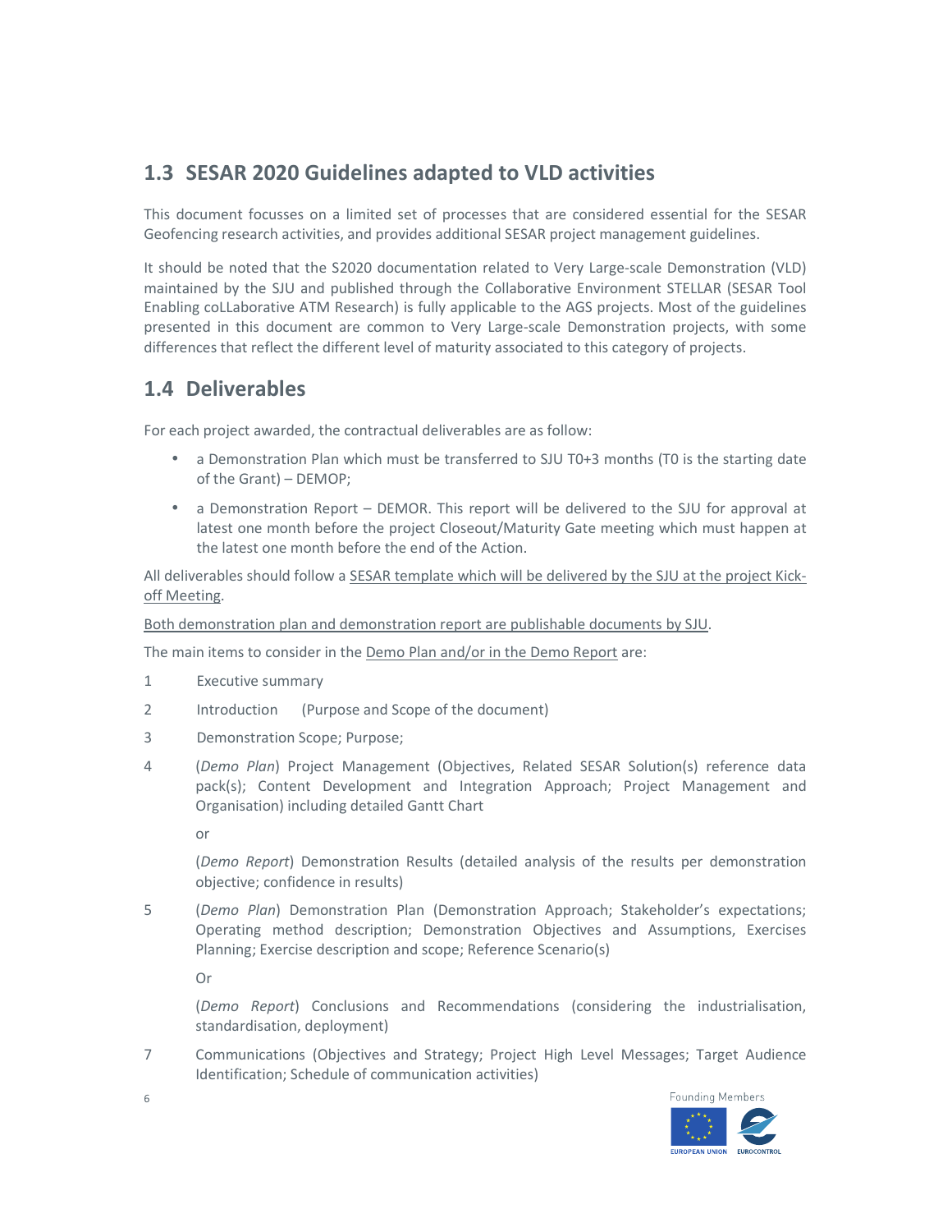## 1.3 SESAR 2020 Guidelines adapted to VLD activities

This document focusses on a limited set of processes that are considered essential for the SESAR Geofencing research activities, and provides additional SESAR project management guidelines.

It should be noted that the S2020 documentation related to Very Large-scale Demonstration (VLD) maintained by the SJU and published through the Collaborative Environment STELLAR (SESAR Tool Enabling coLLaborative ATM Research) is fully applicable to the AGS projects. Most of the guidelines presented in this document are common to Very Large-scale Demonstration projects, with some differences that reflect the different level of maturity associated to this category of projects.

## 1.4 Deliverables

For each project awarded, the contractual deliverables are as follow:

- a Demonstration Plan which must be transferred to SJU T0+3 months (T0 is the starting date of the Grant) – DEMOP;
- a Demonstration Report – DEMOR. This report will be delivered to the SJU for approval at latest one month before the project Closeout/Maturity Gate meeting which must happen at the latest one month before the end of the Action.

All deliverables should follow a SESAR template which will be delivered by the SJU at the project Kick-off Meeting.

Both demonstration plan and demonstration report are publishable documents by SJU.

The main items to consider in the Demo Plan and/or in the Demo Report are:

1 Executive summary

2 Introduction (Purpose and Scope of the document)

3 Demonstration Scope; Purpose;

4 (*Demo Plan*) Project Management (Objectives, Related SESAR Solution(s) reference data pack(s); Content Development and Integration Approach; Project Management and Organisation) including detailed Gantt Chart

or

(*Demo Report*) Demonstration Results (detailed analysis of the results per demonstration objective; confidence in results)

5 (*Demo Plan*) Demonstration Plan (Demonstration Approach; Stakeholder's expectations; Operating method description; Demonstration Objectives and Assumptions, Exercises Planning; Exercise description and scope; Reference Scenario(s)

Or

(*Demo Report*) Conclusions and Recommendations (considering the industrialisation, standardisation, deployment)

7 Communications (Objectives and Strategy; Project High Level Messages; Target Audience Identification; Schedule of communication activities)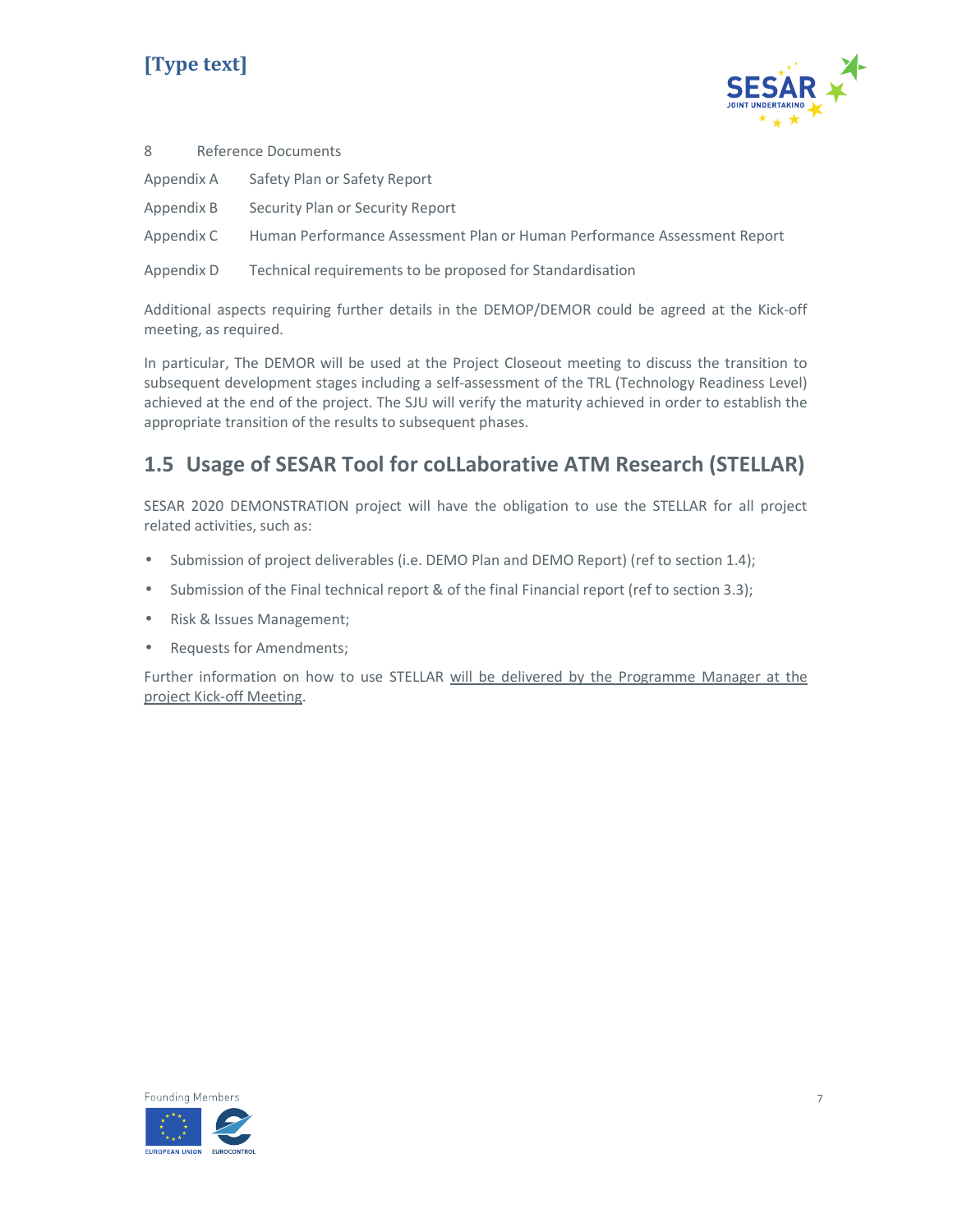8 Reference Documents

Appendix A Safety Plan or Safety Report

Appendix B Security Plan or Security Report

Appendix C Human Performance Assessment Plan or Human Performance Assessment Report

Appendix D Technical requirements to be proposed for Standardisation

Additional aspects requiring further details in the DEMOP/DEMOR could be agreed at the Kick-off meeting, as required.

In particular, The DEMOR will be used at the Project Closeout meeting to discuss the transition to subsequent development stages including a self-assessment of the TRL (Technology Readiness Level) achieved at the end of the project. The SJU will verify the maturity achieved in order to establish the appropriate transition of the results to subsequent phases.

## 1.5 Usage of SESAR Tool for coLLaborative ATM Research (STELLAR)

SESAR 2020 DEMONSTRATION project will have the obligation to use the STELLAR for all project related activities, such as:

- Submission of project deliverables (i.e. DEMO Plan and DEMO Report) (ref to section 1.4);
- Submission of the Final technical report & of the final Financial report (ref to section 3.3);
- Risk & Issues Management;
- Requests for Amendments;

Further information on how to use STELLAR will be delivered by the Programme Manager at the project Kick-off Meeting.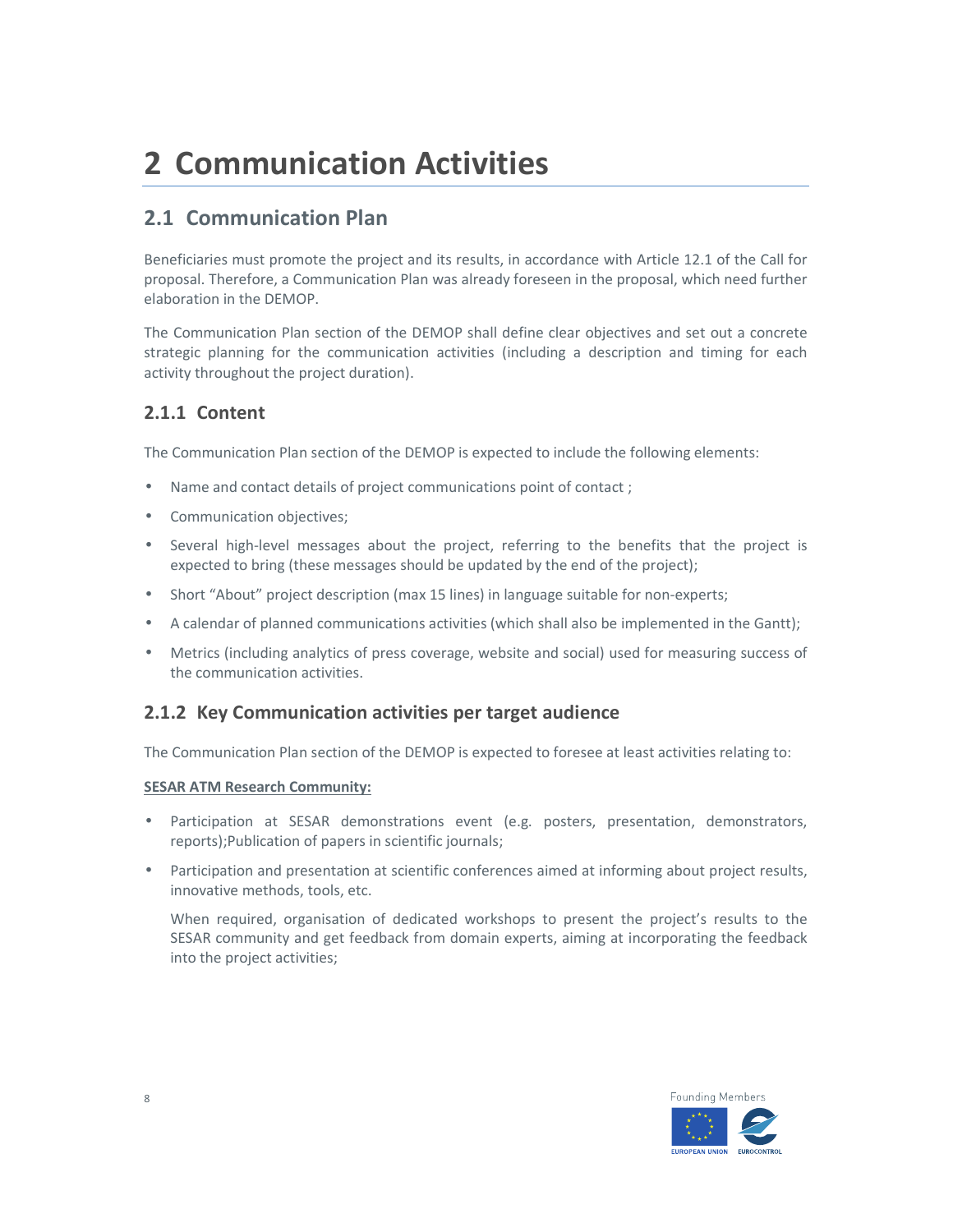# 2 Communication Activities

## 2.1 Communication Plan

Beneficiaries must promote the project and its results, in accordance with Article 12.1 of the Call for proposal. Therefore, a Communication Plan was already foreseen in the proposal, which need further elaboration in the DEMOP.

The Communication Plan section of the DEMOP shall define clear objectives and set out a concrete strategic planning for the communication activities (including a description and timing for each activity throughout the project duration).

### 2.1.1 Content

The Communication Plan section of the DEMOP is expected to include the following elements:

- Name and contact details of project communications point of contact ;
- Communication objectives;
- Several high-level messages about the project, referring to the benefits that the project is expected to bring (these messages should be updated by the end of the project);
- Short "About" project description (max 15 lines) in language suitable for non-experts;
- A calendar of planned communications activities (which shall also be implemented in the Gantt);
- Metrics (including analytics of press coverage, website and social) used for measuring success of the communication activities.

### 2.1.2 Key Communication activities per target audience

The Communication Plan section of the DEMOP is expected to foresee at least activities relating to:

**SESAR ATM Research Community:**

- Participation at SESAR demonstrations event (e.g. posters, presentation, demonstrators, reports);Publication of papers in scientific journals;
- Participation and presentation at scientific conferences aimed at informing about project results, innovative methods, tools, etc.

  When required, organisation of dedicated workshops to present the project's results to the SESAR community and get feedback from domain experts, aiming at incorporating the feedback into the project activities;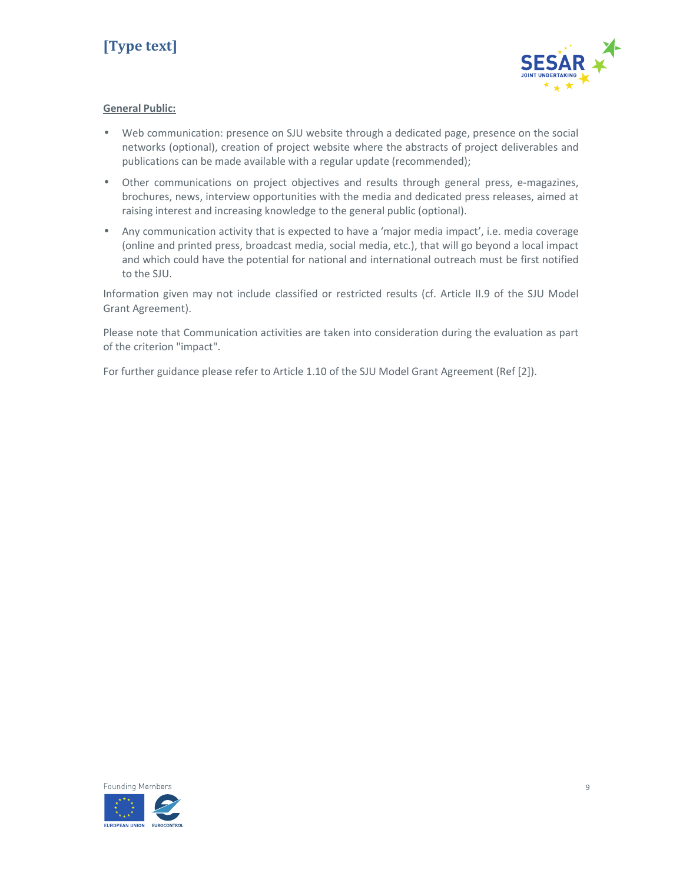**General Public:**

- Web communication: presence on SJU website through a dedicated page, presence on the social networks (optional), creation of project website where the abstracts of project deliverables and publications can be made available with a regular update (recommended);
- Other communications on project objectives and results through general press, e-magazines, brochures, news, interview opportunities with the media and dedicated press releases, aimed at raising interest and increasing knowledge to the general public (optional).
- Any communication activity that is expected to have a 'major media impact', i.e. media coverage (online and printed press, broadcast media, social media, etc.), that will go beyond a local impact and which could have the potential for national and international outreach must be first notified to the SJU.

Information given may not include classified or restricted results (cf. Article II.9 of the SJU Model Grant Agreement).

Please note that Communication activities are taken into consideration during the evaluation as part of the criterion "impact".

For further guidance please refer to Article 1.10 of the SJU Model Grant Agreement (Ref [2]).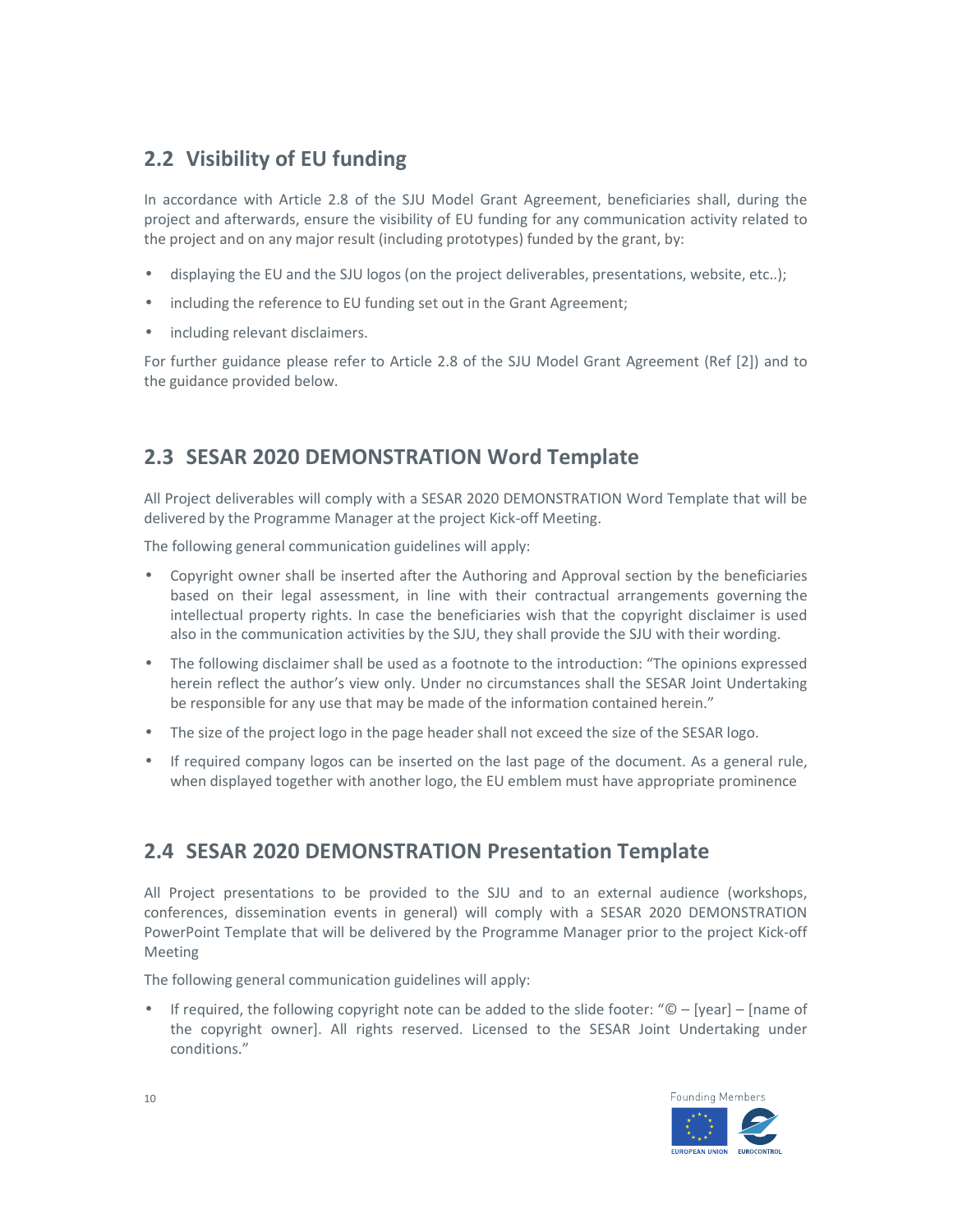## 2.2 Visibility of EU funding

In accordance with Article 2.8 of the SJU Model Grant Agreement, beneficiaries shall, during the project and afterwards, ensure the visibility of EU funding for any communication activity related to the project and on any major result (including prototypes) funded by the grant, by:

- displaying the EU and the SJU logos (on the project deliverables, presentations, website, etc..);
- including the reference to EU funding set out in the Grant Agreement;
- including relevant disclaimers.

For further guidance please refer to Article 2.8 of the SJU Model Grant Agreement (Ref [2]) and to the guidance provided below.

## 2.3 SESAR 2020 DEMONSTRATION Word Template

All Project deliverables will comply with a SESAR 2020 DEMONSTRATION Word Template that will be delivered by the Programme Manager at the project Kick-off Meeting.

The following general communication guidelines will apply:

- Copyright owner shall be inserted after the Authoring and Approval section by the beneficiaries based on their legal assessment, in line with their contractual arrangements governing the intellectual property rights. In case the beneficiaries wish that the copyright disclaimer is used also in the communication activities by the SJU, they shall provide the SJU with their wording.
- The following disclaimer shall be used as a footnote to the introduction: "The opinions expressed herein reflect the author's view only. Under no circumstances shall the SESAR Joint Undertaking be responsible for any use that may be made of the information contained herein."
- The size of the project logo in the page header shall not exceed the size of the SESAR logo.
- If required company logos can be inserted on the last page of the document. As a general rule, when displayed together with another logo, the EU emblem must have appropriate prominence

## 2.4 SESAR 2020 DEMONSTRATION Presentation Template

All Project presentations to be provided to the SJU and to an external audience (workshops, conferences, dissemination events in general) will comply with a SESAR 2020 DEMONSTRATION PowerPoint Template that will be delivered by the Programme Manager prior to the project Kick-off Meeting

The following general communication guidelines will apply:

- If required, the following copyright note can be added to the slide footer: "© – [year] – [name of the copyright owner]. All rights reserved. Licensed to the SESAR Joint Undertaking under conditions."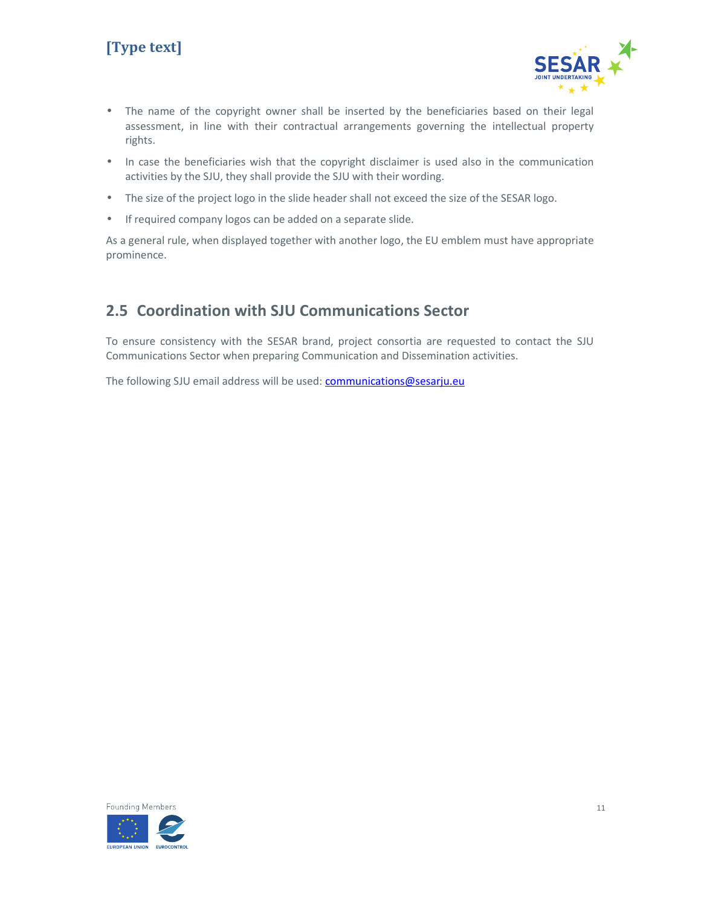- The name of the copyright owner shall be inserted by the beneficiaries based on their legal assessment, in line with their contractual arrangements governing the intellectual property rights.
- In case the beneficiaries wish that the copyright disclaimer is used also in the communication activities by the SJU, they shall provide the SJU with their wording.
- The size of the project logo in the slide header shall not exceed the size of the SESAR logo.
- If required company logos can be added on a separate slide.

As a general rule, when displayed together with another logo, the EU emblem must have appropriate prominence.

## 2.5 Coordination with SJU Communications Sector

To ensure consistency with the SESAR brand, project consortia are requested to contact the SJU Communications Sector when preparing Communication and Dissemination activities.

The following SJU email address will be used: communications@sesarju.eu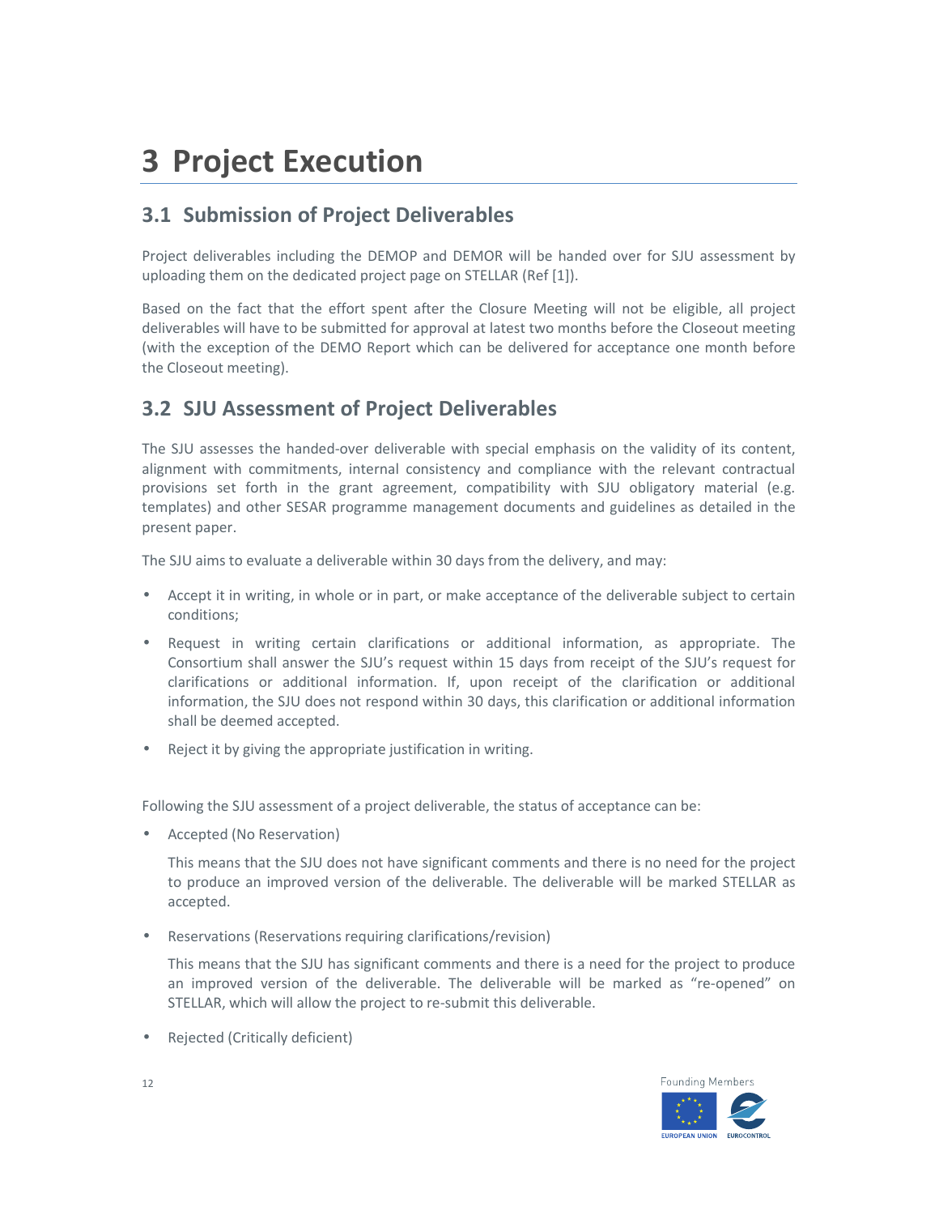# 3 Project Execution

## 3.1 Submission of Project Deliverables

Project deliverables including the DEMOP and DEMOR will be handed over for SJU assessment by uploading them on the dedicated project page on STELLAR (Ref [1]).

Based on the fact that the effort spent after the Closure Meeting will not be eligible, all project deliverables will have to be submitted for approval at latest two months before the Closeout meeting (with the exception of the DEMO Report which can be delivered for acceptance one month before the Closeout meeting).

## 3.2 SJU Assessment of Project Deliverables

The SJU assesses the handed-over deliverable with special emphasis on the validity of its content, alignment with commitments, internal consistency and compliance with the relevant contractual provisions set forth in the grant agreement, compatibility with SJU obligatory material (e.g. templates) and other SESAR programme management documents and guidelines as detailed in the present paper.

The SJU aims to evaluate a deliverable within 30 days from the delivery, and may:

- Accept it in writing, in whole or in part, or make acceptance of the deliverable subject to certain conditions;
- Request in writing certain clarifications or additional information, as appropriate. The Consortium shall answer the SJU's request within 15 days from receipt of the SJU's request for clarifications or additional information. If, upon receipt of the clarification or additional information, the SJU does not respond within 30 days, this clarification or additional information shall be deemed accepted.
- Reject it by giving the appropriate justification in writing.

Following the SJU assessment of a project deliverable, the status of acceptance can be:

- Accepted (No Reservation)

  This means that the SJU does not have significant comments and there is no need for the project to produce an improved version of the deliverable. The deliverable will be marked STELLAR as accepted.

- Reservations (Reservations requiring clarifications/revision)

  This means that the SJU has significant comments and there is a need for the project to produce an improved version of the deliverable. The deliverable will be marked as "re-opened" on STELLAR, which will allow the project to re-submit this deliverable.

- Rejected (Critically deficient)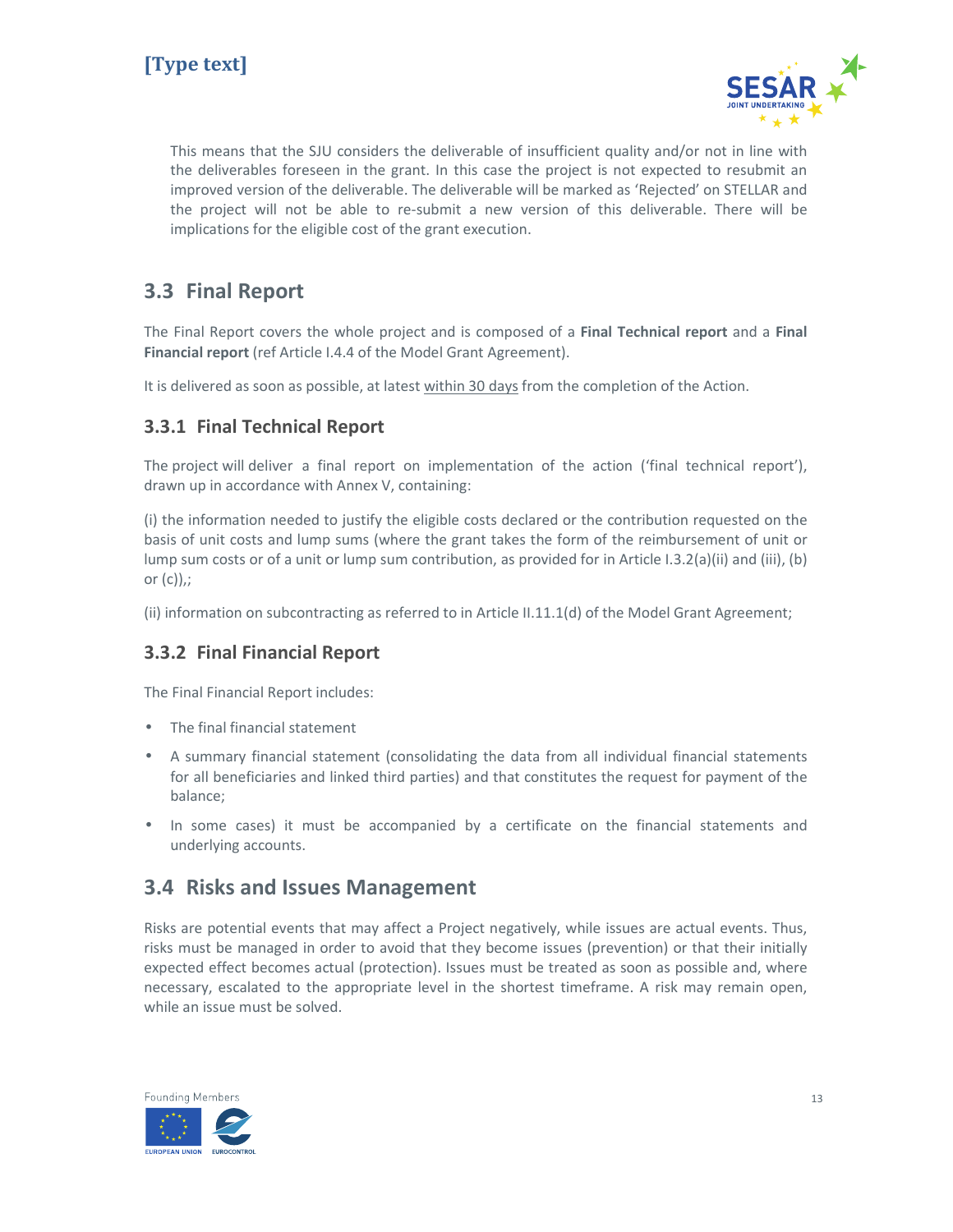This means that the SJU considers the deliverable of insufficient quality and/or not in line with the deliverables foreseen in the grant. In this case the project is not expected to resubmit an improved version of the deliverable. The deliverable will be marked as 'Rejected' on STELLAR and the project will not be able to re-submit a new version of this deliverable. There will be implications for the eligible cost of the grant execution.

## 3.3 Final Report

The Final Report covers the whole project and is composed of a **Final Technical report** and a **Final Financial report** (ref Article I.4.4 of the Model Grant Agreement).

It is delivered as soon as possible, at latest within 30 days from the completion of the Action.

### 3.3.1 Final Technical Report

The project will deliver a final report on implementation of the action ('final technical report'), drawn up in accordance with Annex V, containing:

(i) the information needed to justify the eligible costs declared or the contribution requested on the basis of unit costs and lump sums (where the grant takes the form of the reimbursement of unit or lump sum costs or of a unit or lump sum contribution, as provided for in Article I.3.2(a)(ii) and (iii), (b) or (c)),;

(ii) information on subcontracting as referred to in Article II.11.1(d) of the Model Grant Agreement;

### 3.3.2 Final Financial Report

The Final Financial Report includes:

- The final financial statement
- A summary financial statement (consolidating the data from all individual financial statements for all beneficiaries and linked third parties) and that constitutes the request for payment of the balance;
- In some cases) it must be accompanied by a certificate on the financial statements and underlying accounts.

## 3.4 Risks and Issues Management

Risks are potential events that may affect a Project negatively, while issues are actual events. Thus, risks must be managed in order to avoid that they become issues (prevention) or that their initially expected effect becomes actual (protection). Issues must be treated as soon as possible and, where necessary, escalated to the appropriate level in the shortest timeframe. A risk may remain open, while an issue must be solved.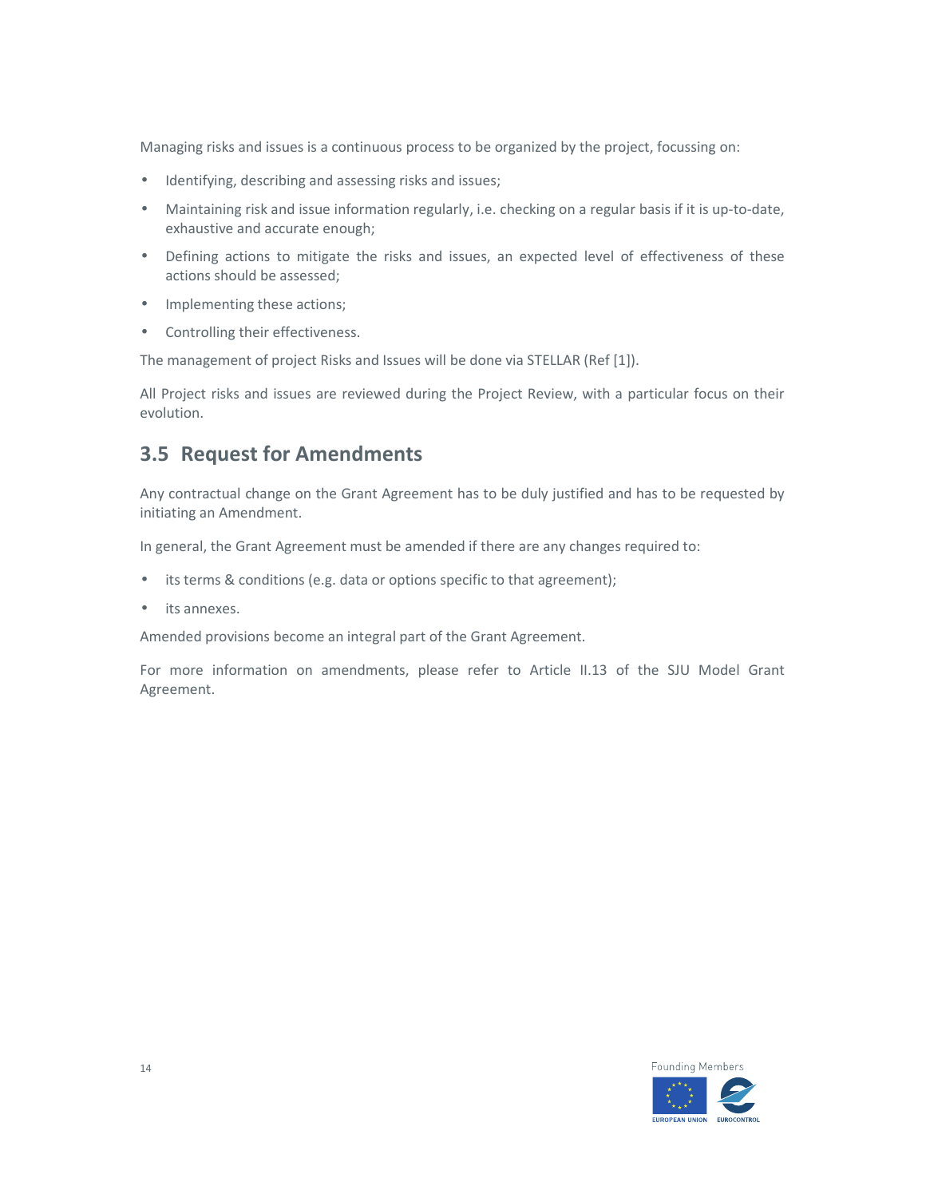Managing risks and issues is a continuous process to be organized by the project, focussing on:

- Identifying, describing and assessing risks and issues;
- Maintaining risk and issue information regularly, i.e. checking on a regular basis if it is up-to-date, exhaustive and accurate enough;
- Defining actions to mitigate the risks and issues, an expected level of effectiveness of these actions should be assessed;
- Implementing these actions;
- Controlling their effectiveness.

The management of project Risks and Issues will be done via STELLAR (Ref [1]).

All Project risks and issues are reviewed during the Project Review, with a particular focus on their evolution.

## 3.5 Request for Amendments

Any contractual change on the Grant Agreement has to be duly justified and has to be requested by initiating an Amendment.

In general, the Grant Agreement must be amended if there are any changes required to:

- its terms & conditions (e.g. data or options specific to that agreement);
- its annexes.

Amended provisions become an integral part of the Grant Agreement.

For more information on amendments, please refer to Article II.13 of the SJU Model Grant Agreement.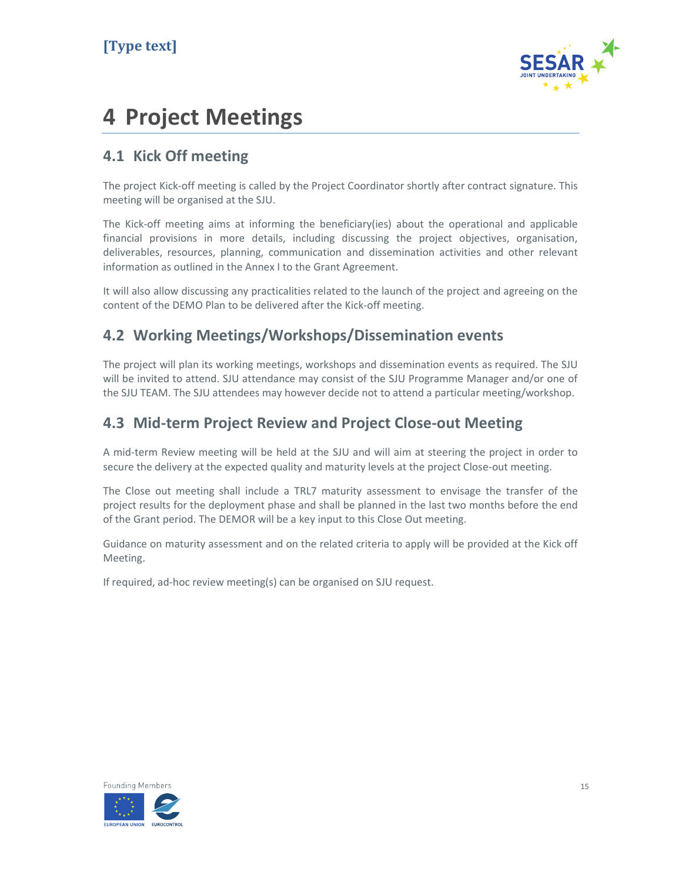# 4 Project Meetings

## 4.1 Kick Off meeting

The project Kick-off meeting is called by the Project Coordinator shortly after contract signature. This meeting will be organised at the SJU.

The Kick-off meeting aims at informing the beneficiary(ies) about the operational and applicable financial provisions in more details, including discussing the project objectives, organisation, deliverables, resources, planning, communication and dissemination activities and other relevant information as outlined in the Annex I to the Grant Agreement.

It will also allow discussing any practicalities related to the launch of the project and agreeing on the content of the DEMO Plan to be delivered after the Kick-off meeting.

## 4.2 Working Meetings/Workshops/Dissemination events

The project will plan its working meetings, workshops and dissemination events as required. The SJU will be invited to attend. SJU attendance may consist of the SJU Programme Manager and/or one of the SJU TEAM. The SJU attendees may however decide not to attend a particular meeting/workshop.

## 4.3 Mid-term Project Review and Project Close-out Meeting

A mid-term Review meeting will be held at the SJU and will aim at steering the project in order to secure the delivery at the expected quality and maturity levels at the project Close-out meeting.

The Close out meeting shall include a TRL7 maturity assessment to envisage the transfer of the project results for the deployment phase and shall be planned in the last two months before the end of the Grant period. The DEMOR will be a key input to this Close Out meeting.

Guidance on maturity assessment and on the related criteria to apply will be provided at the Kick off Meeting.

If required, ad-hoc review meeting(s) can be organised on SJU request.